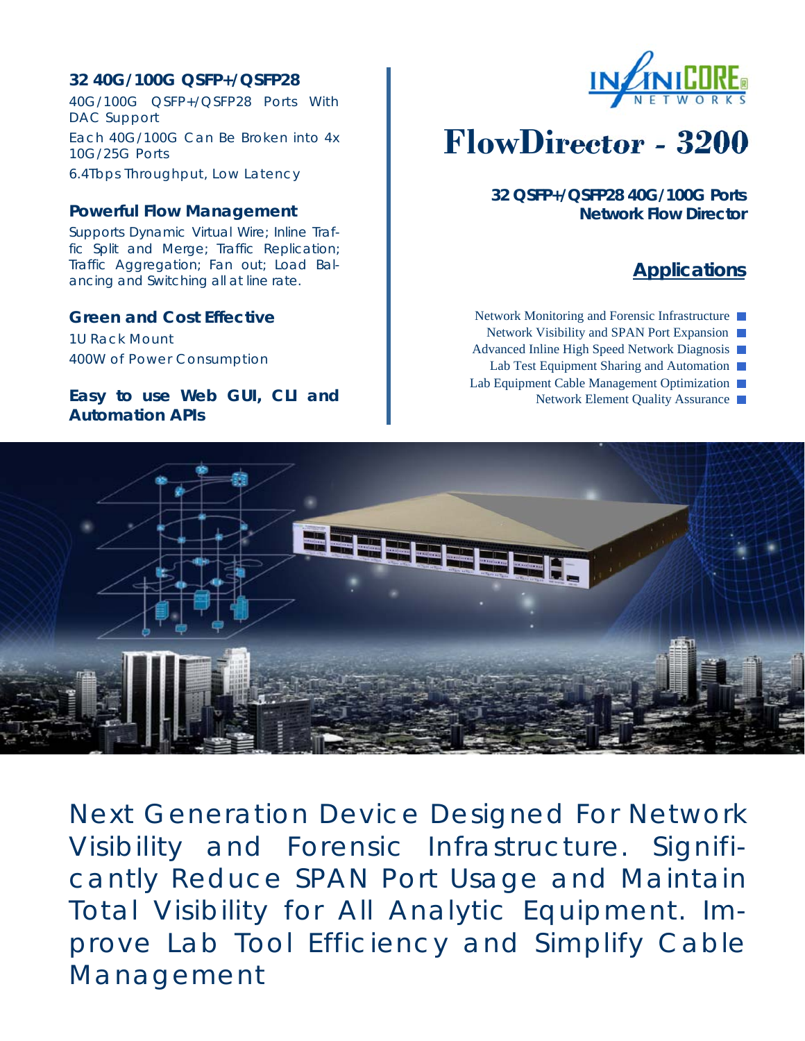# FlowDirector - 3200

**32 QSFP+/QSFP28 40G/100G Ports Network Flow Director**

### 32 40G/100G QSFP+/QSFP28

40G/100G QSFP+/QSFP28 Ports With DAC Support

Each 40G/100G Can Be Broken into 4x 10G/25G Ports

6.4Tbps Throughput, Low Latency

### Powerful Flow Management

Supports Dynamic Virtual Wire; Inline Traffic Split and Merge; Traffic Replication; Traffic Aggregation; Fan out; Load Balancing and Switching all at line rate.

### Green and Cost Effective

1U Rack Mount

400W of Power Consumption

***Easy to use Web GUI, CLI and Automation APIs***

## Applications

- Network Monitoring and Forensic Infrastructure
- Network Visibility and SPAN Port Expansion
- Advanced Inline High Speed Network Diagnosis
- Lab Test Equipment Sharing and Automation
- Lab Equipment Cable Management Optimization
- Network Element Quality Assurance

Next Generation Device Designed For Network Visibility and Forensic Infrastructure. Significantly Reduce SPAN Port Usage and Maintain Total Visibility for All Analytic Equipment. Improve Lab Tool Efficiency and Simplify Cable Management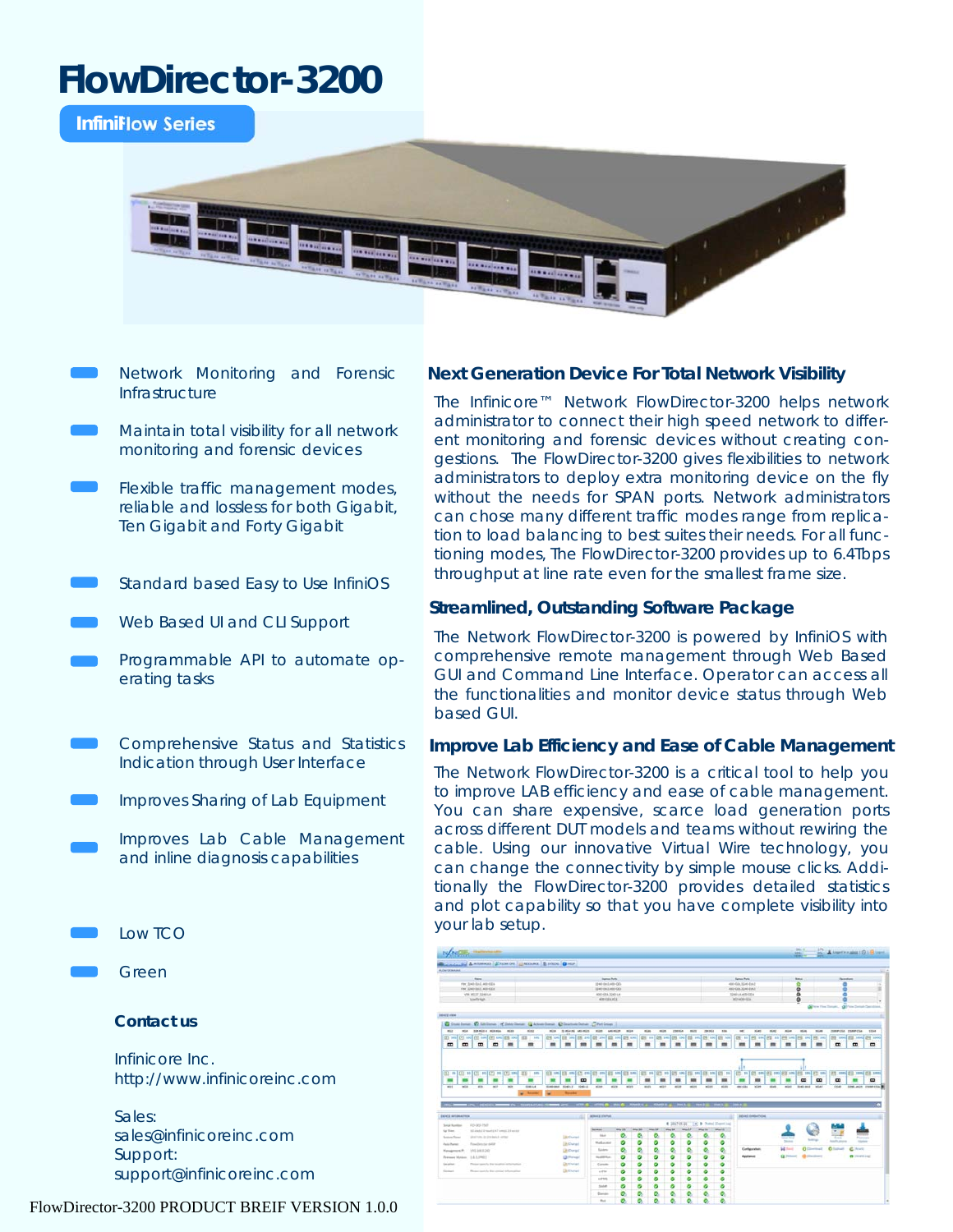# FlowDirector-3200

**InfiniFlow Series**

- Network Monitoring and Forensic Infrastructure
- Maintain total visibility for all network monitoring and forensic devices
- Flexible traffic management modes, reliable and lossless for both Gigabit, Ten Gigabit and Forty Gigabit
- Standard based Easy to Use InfiniOS
- Web Based UI and CLI Support
- Programmable API to automate operating tasks
- Comprehensive Status and Statistics Indication through User Interface
- Improves Sharing of Lab Equipment
- Improves Lab Cable Management and inline diagnosis capabilities
- Low TCO
- Green

### Next Generation Device For Total Network Visibility

The Infinicore™ Network FlowDirector-3200 helps network administrator to connect their high speed network to different monitoring and forensic devices without creating congestions. The FlowDirector-3200 gives flexibilities to network administrators to deploy extra monitoring device on the fly without the needs for SPAN ports. Network administrators can chose many different traffic modes range from replication to load balancing to best suites their needs. For all functioning modes, The FlowDirector-3200 provides up to 6.4Tbps throughput at line rate even for the smallest frame size.

### Streamlined, Outstanding Software Package

The Network FlowDirector-3200 is powered by InfiniOS with comprehensive remote management through Web Based GUI and Command Line Interface. Operator can access all the functionalities and monitor device status through Web based GUI.

### Improve Lab Efficiency and Ease of Cable Management

The Network FlowDirector-3200 is a critical tool to help you to improve LAB efficiency and ease of cable management. You can share expensive, scarce load generation ports across different DUT models and teams without rewiring the cable. Using our innovative Virtual Wire technology, you can change the connectivity by simple mouse clicks. Additionally the FlowDirector-3200 provides detailed statistics and plot capability so that you have complete visibility into your lab setup.

**Contact us**

Infinicore Inc.
http://www.infinicoreinc.com

Sales:
sales@infinicoreinc.com
Support:
support@infinicoreinc.com

FlowDirector-3200 PRODUCT BREIF VERSION 1.0.0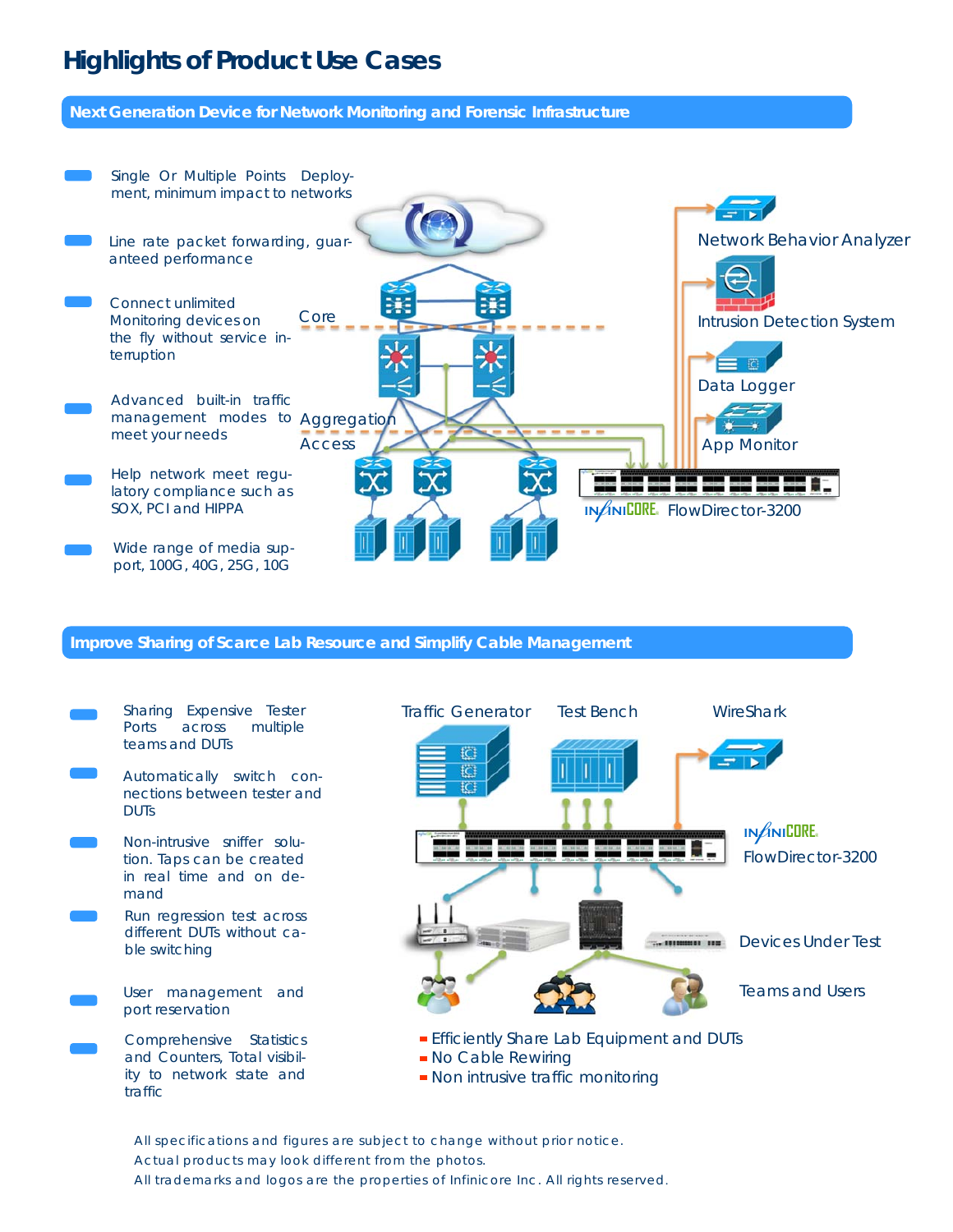# Highlights of Product Use Cases

## Next Generation Device for Network Monitoring and Forensic Infrastructure

- Single Or Multiple Points Deployment, minimum impact to networks
- Line rate packet forwarding, guaranteed performance
- Connect unlimited Monitoring devices on the fly without service interruption
- Advanced built-in traffic management modes to meet your needs
- Help network meet regulatory compliance such as SOX, PCI and HIPPA
- Wide range of media support, 100G, 40G, 25G, 10G

Core

Aggregation

Access

Network Behavior Analyzer

Intrusion Detection System

Data Logger

App Monitor

INFINICORE FlowDirector-3200

## Improve Sharing of Scarce Lab Resource and Simplify Cable Management

- Sharing Expensive Tester Ports across multiple teams and DUTs
- Automatically switch connections between tester and DUTs
- Non-intrusive sniffer solution. Taps can be created in real time and on demand
- Run regression test across different DUTs without cable switching
- User management and port reservation
- Comprehensive Statistics and Counters, Total visibility to network state and traffic

Traffic Generator

Test Bench

WireShark

INFINICORE FlowDirector-3200

Devices Under Test

Teams and Users

- Efficiently Share Lab Equipment and DUTs
- No Cable Rewiring
- Non intrusive traffic monitoring

All specifications and figures are subject to change without prior notice.
Actual products may look different from the photos.
All trademarks and logos are the properties of Infinicore Inc. All rights reserved.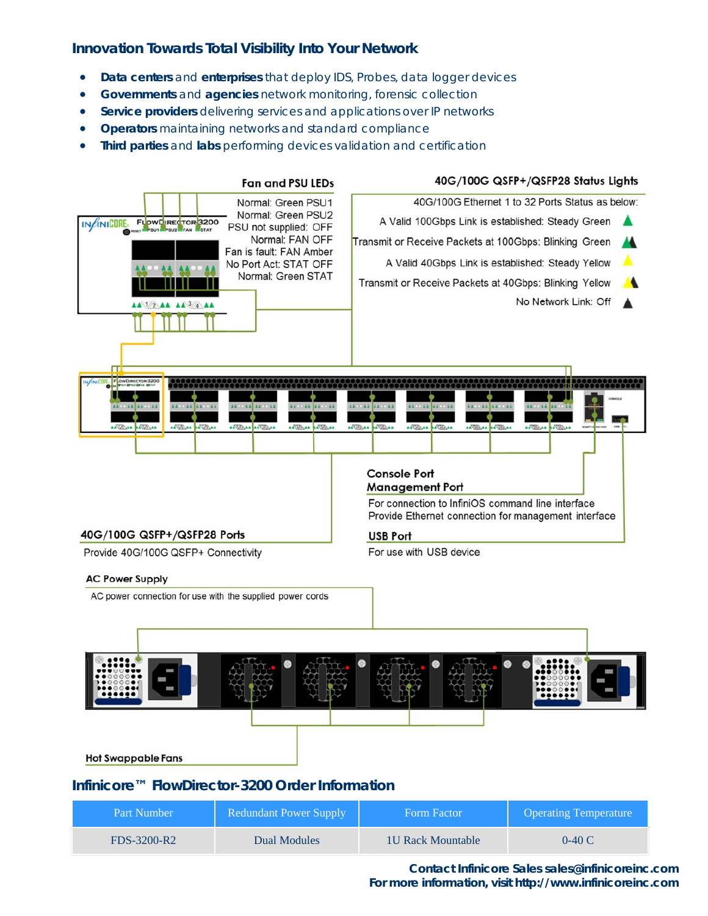## Innovation Towards Total Visibility Into Your Network

- **Data centers** and **enterprises** that deploy IDS, Probes, data logger devices
- **Governments** and **agencies** network monitoring, forensic collection
- **Service providers** delivering services and applications over IP networks
- **Operators** maintaining networks and standard compliance
- **Third parties** and **labs** performing devices validation and certification

**Fan and PSU LEDs**

Normal: Green PSU1
Normal: Green PSU2
PSU not supplied: OFF
Normal: FAN OFF
Fan is fault: FAN Amber
No Port Act: STAT OFF
Normal: Green STAT

**40G/100G QSFP+/QSFP28 Status Lights**

40G/100G Ethernet 1 to 32 Ports Status as below:
A Valid 100Gbps Link is established: Steady Green
Transmit or Receive Packets at 100Gbps: Blinking Green
A Valid 40Gbps Link is established: Steady Yellow
Transmit or Receive Packets at 40Gbps: Blinking Yellow
No Network Link: Off

**Console Port**
**Management Port**

For connection to InfiniOS command line interface
Provide Ethernet connection for management interface

**40G/100G QSFP+/QSFP28 Ports**

Provide 40G/100G QSFP+ Connectivity

**USB Port**

For use with USB device

**AC Power Supply**

AC power connection for use with the supplied power cords

**Hot Swappable Fans**

## Infinicore™ FlowDirector-3200 Order Information

| Part Number | Redundant Power Supply | Form Factor | Operating Temperature |
|---|---|---|---|
| FDS-3200-R2 | Dual Modules | 1U Rack Mountable | 0-40 C |

**Contact Infinicore Sales sales@infinicoreinc.com**
**For more information, visit http://www.infinicoreinc.com**